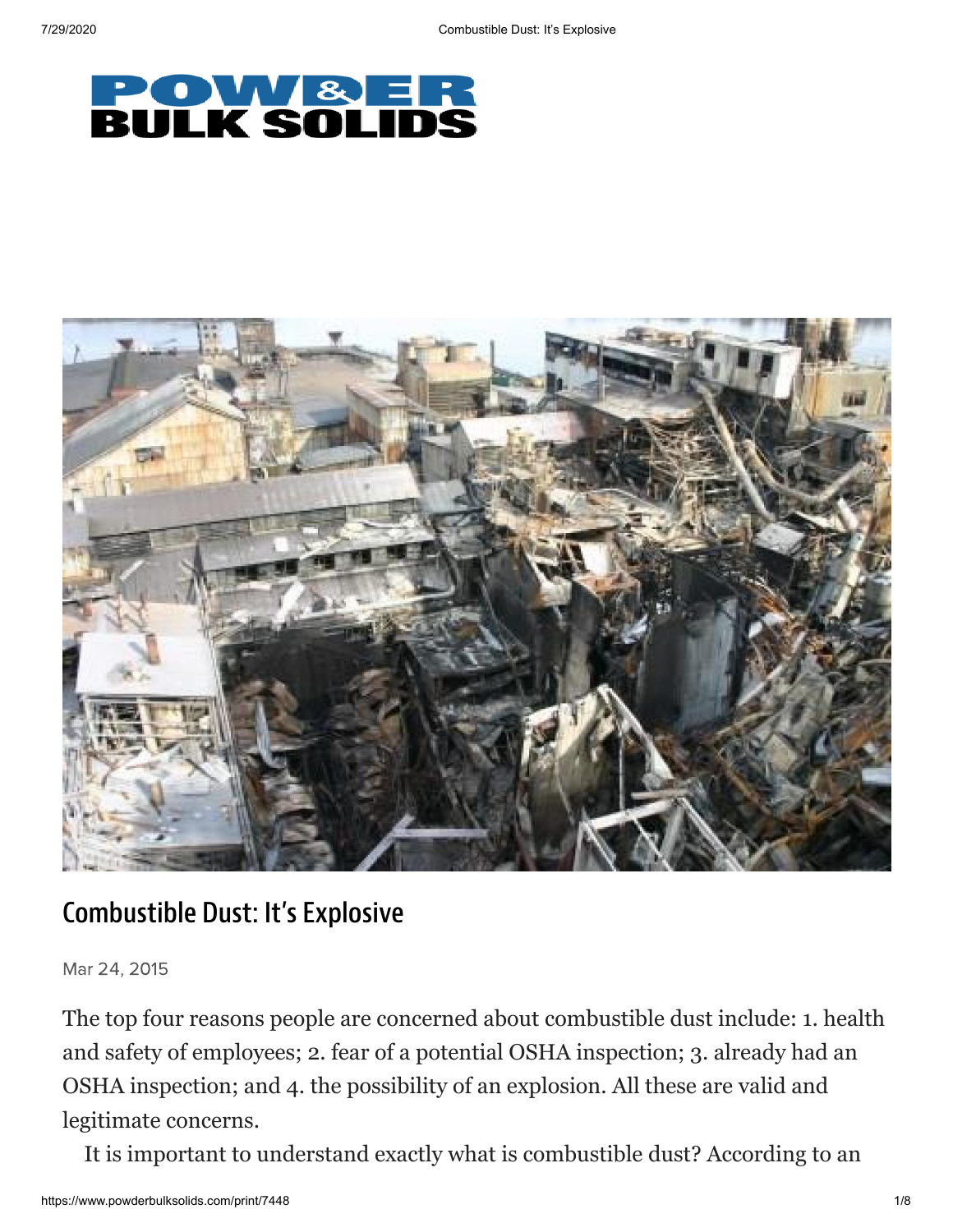# Combustible Dust: It's Explosive

Mar 24, 2015

The top four reasons people are concerned about combustible dust include: 1. health and safety of employees; 2. fear of a potential OSHA inspection; 3. already had an OSHA inspection; and 4. the possibility of an explosion. All these are valid and legitimate concerns.

It is important to understand exactly what is combustible dust? According to an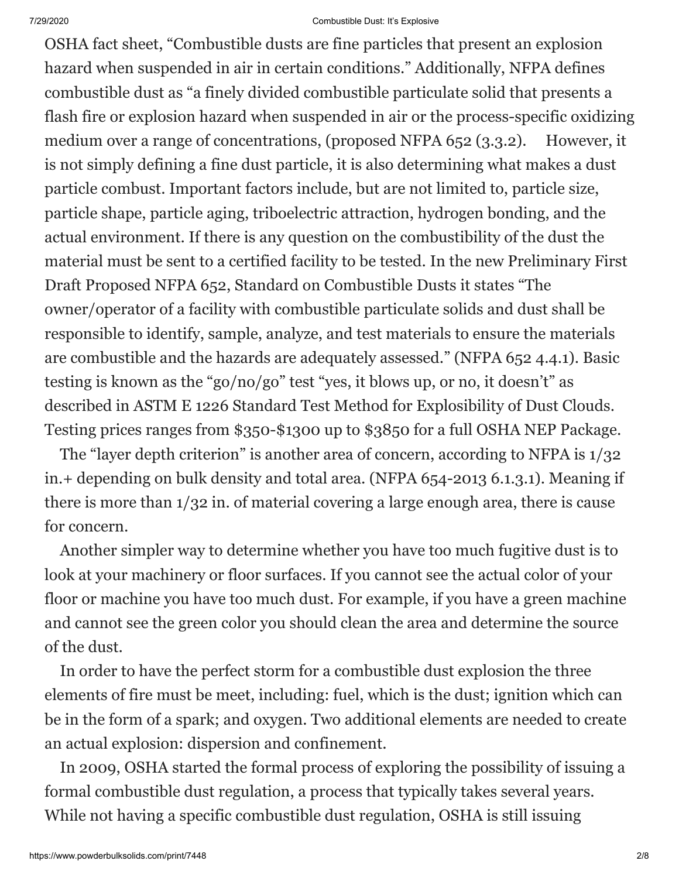OSHA fact sheet, “Combustible dusts are fine particles that present an explosion hazard when suspended in air in certain conditions.” Additionally, NFPA defines combustible dust as “a finely divided combustible particulate solid that presents a flash fire or explosion hazard when suspended in air or the process-specific oxidizing medium over a range of concentrations, (proposed NFPA 652 (3.3.2). However, it is not simply defining a fine dust particle, it is also determining what makes a dust particle combust. Important factors include, but are not limited to, particle size, particle shape, particle aging, triboelectric attraction, hydrogen bonding, and the actual environment. If there is any question on the combustibility of the dust the material must be sent to a certified facility to be tested. In the new Preliminary First Draft Proposed NFPA 652, Standard on Combustible Dusts it states “The owner/operator of a facility with combustible particulate solids and dust shall be responsible to identify, sample, analyze, and test materials to ensure the materials are combustible and the hazards are adequately assessed.” (NFPA 652 4.4.1). Basic testing is known as the “go/no/go” test “yes, it blows up, or no, it doesn’t” as described in ASTM E 1226 Standard Test Method for Explosibility of Dust Clouds. Testing prices ranges from $350-$1300 up to $3850 for a full OSHA NEP Package.

The “layer depth criterion” is another area of concern, according to NFPA is 1/32 in.+ depending on bulk density and total area. (NFPA 654-2013 6.1.3.1). Meaning if there is more than 1/32 in. of material covering a large enough area, there is cause for concern.

Another simpler way to determine whether you have too much fugitive dust is to look at your machinery or floor surfaces. If you cannot see the actual color of your floor or machine you have too much dust. For example, if you have a green machine and cannot see the green color you should clean the area and determine the source of the dust.

In order to have the perfect storm for a combustible dust explosion the three elements of fire must be meet, including: fuel, which is the dust; ignition which can be in the form of a spark; and oxygen. Two additional elements are needed to create an actual explosion: dispersion and confinement.

In 2009, OSHA started the formal process of exploring the possibility of issuing a formal combustible dust regulation, a process that typically takes several years. While not having a specific combustible dust regulation, OSHA is still issuing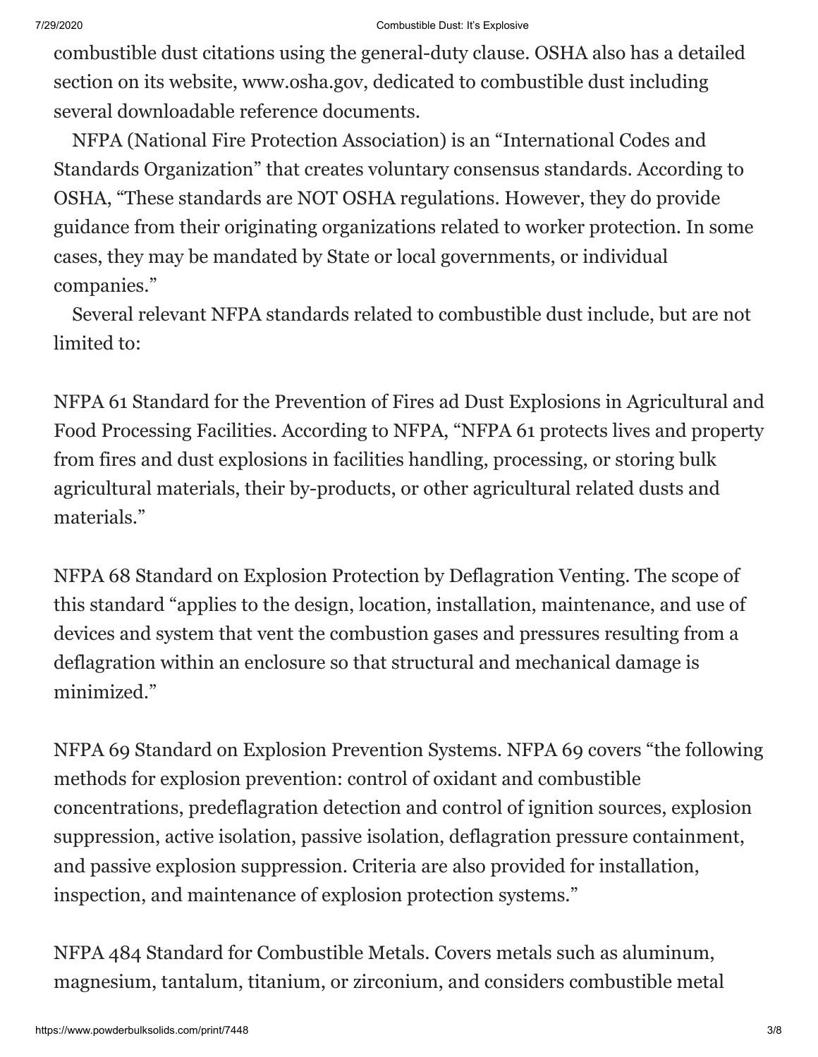combustible dust citations using the general-duty clause. OSHA also has a detailed section on its website, www.osha.gov, dedicated to combustible dust including several downloadable reference documents.

NFPA (National Fire Protection Association) is an "International Codes and Standards Organization" that creates voluntary consensus standards. According to OSHA, "These standards are NOT OSHA regulations. However, they do provide guidance from their originating organizations related to worker protection. In some cases, they may be mandated by State or local governments, or individual companies."

Several relevant NFPA standards related to combustible dust include, but are not limited to:

NFPA 61 Standard for the Prevention of Fires ad Dust Explosions in Agricultural and Food Processing Facilities. According to NFPA, "NFPA 61 protects lives and property from fires and dust explosions in facilities handling, processing, or storing bulk agricultural materials, their by-products, or other agricultural related dusts and materials."

NFPA 68 Standard on Explosion Protection by Deflagration Venting. The scope of this standard "applies to the design, location, installation, maintenance, and use of devices and system that vent the combustion gases and pressures resulting from a deflagration within an enclosure so that structural and mechanical damage is minimized."

NFPA 69 Standard on Explosion Prevention Systems. NFPA 69 covers "the following methods for explosion prevention: control of oxidant and combustible concentrations, predeflagration detection and control of ignition sources, explosion suppression, active isolation, passive isolation, deflagration pressure containment, and passive explosion suppression. Criteria are also provided for installation, inspection, and maintenance of explosion protection systems."

NFPA 484 Standard for Combustible Metals. Covers metals such as aluminum, magnesium, tantalum, titanium, or zirconium, and considers combustible metal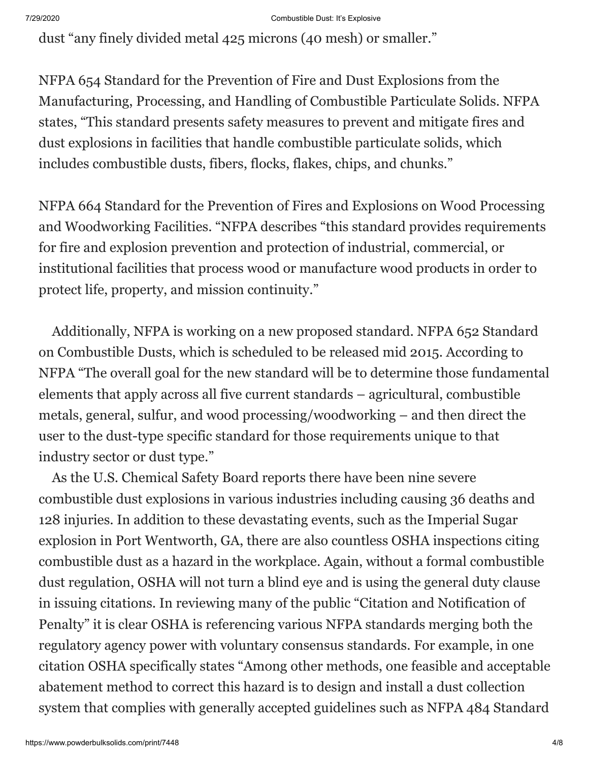dust "any finely divided metal 425 microns (40 mesh) or smaller."

NFPA 654 Standard for the Prevention of Fire and Dust Explosions from the Manufacturing, Processing, and Handling of Combustible Particulate Solids. NFPA states, "This standard presents safety measures to prevent and mitigate fires and dust explosions in facilities that handle combustible particulate solids, which includes combustible dusts, fibers, flocks, flakes, chips, and chunks."

NFPA 664 Standard for the Prevention of Fires and Explosions on Wood Processing and Woodworking Facilities. "NFPA describes "this standard provides requirements for fire and explosion prevention and protection of industrial, commercial, or institutional facilities that process wood or manufacture wood products in order to protect life, property, and mission continuity."

Additionally, NFPA is working on a new proposed standard. NFPA 652 Standard on Combustible Dusts, which is scheduled to be released mid 2015. According to NFPA "The overall goal for the new standard will be to determine those fundamental elements that apply across all five current standards – agricultural, combustible metals, general, sulfur, and wood processing/woodworking – and then direct the user to the dust-type specific standard for those requirements unique to that industry sector or dust type."

As the U.S. Chemical Safety Board reports there have been nine severe combustible dust explosions in various industries including causing 36 deaths and 128 injuries. In addition to these devastating events, such as the Imperial Sugar explosion in Port Wentworth, GA, there are also countless OSHA inspections citing combustible dust as a hazard in the workplace. Again, without a formal combustible dust regulation, OSHA will not turn a blind eye and is using the general duty clause in issuing citations. In reviewing many of the public "Citation and Notification of Penalty" it is clear OSHA is referencing various NFPA standards merging both the regulatory agency power with voluntary consensus standards. For example, in one citation OSHA specifically states "Among other methods, one feasible and acceptable abatement method to correct this hazard is to design and install a dust collection system that complies with generally accepted guidelines such as NFPA 484 Standard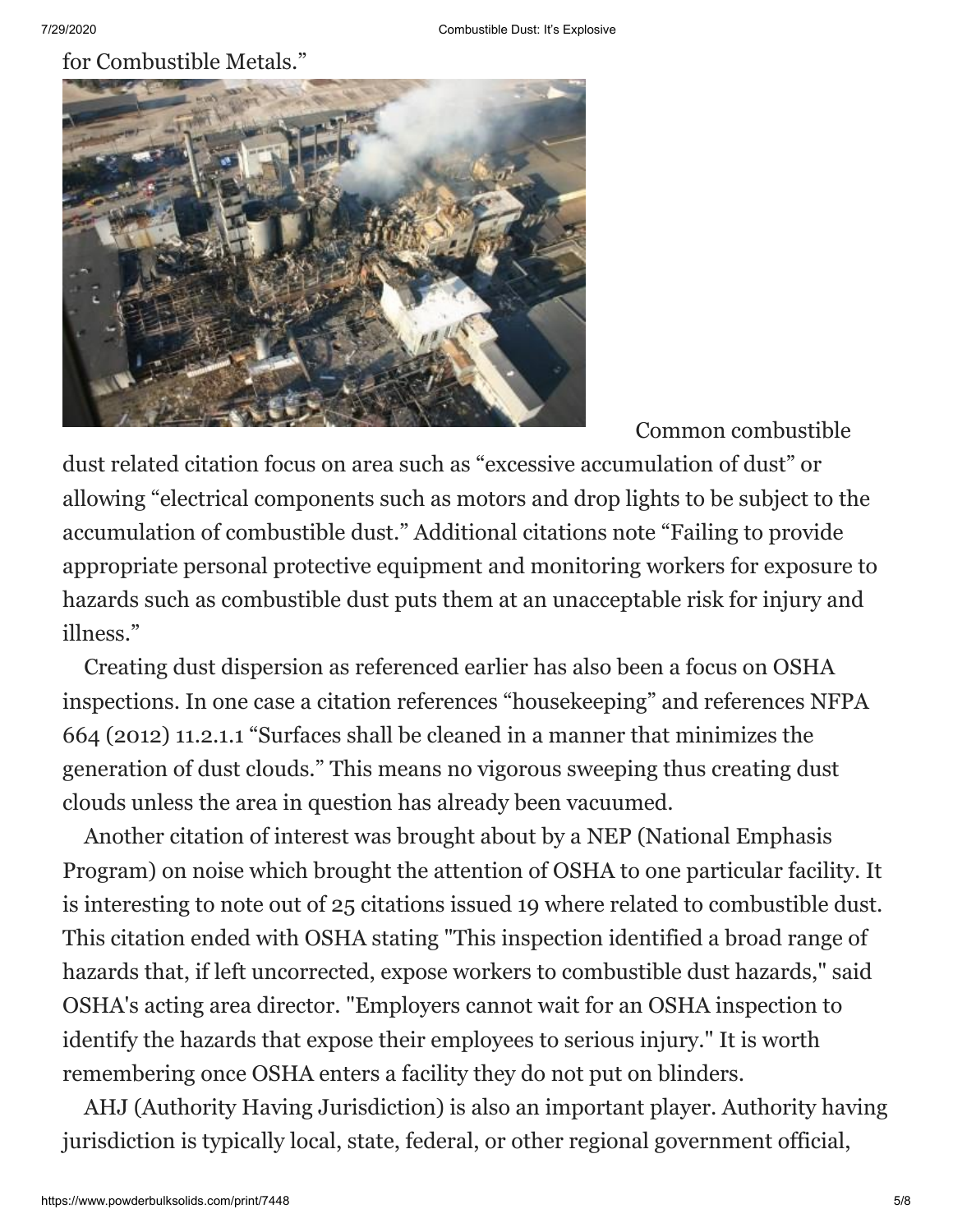for Combustible Metals."

Common combustible dust related citation focus on area such as "excessive accumulation of dust" or allowing "electrical components such as motors and drop lights to be subject to the accumulation of combustible dust." Additional citations note "Failing to provide appropriate personal protective equipment and monitoring workers for exposure to hazards such as combustible dust puts them at an unacceptable risk for injury and illness."

Creating dust dispersion as referenced earlier has also been a focus on OSHA inspections. In one case a citation references "housekeeping" and references NFPA 664 (2012) 11.2.1.1 "Surfaces shall be cleaned in a manner that minimizes the generation of dust clouds." This means no vigorous sweeping thus creating dust clouds unless the area in question has already been vacuumed.

Another citation of interest was brought about by a NEP (National Emphasis Program) on noise which brought the attention of OSHA to one particular facility. It is interesting to note out of 25 citations issued 19 where related to combustible dust. This citation ended with OSHA stating "This inspection identified a broad range of hazards that, if left uncorrected, expose workers to combustible dust hazards," said OSHA's acting area director. "Employers cannot wait for an OSHA inspection to identify the hazards that expose their employees to serious injury." It is worth remembering once OSHA enters a facility they do not put on blinders.

AHJ (Authority Having Jurisdiction) is also an important player. Authority having jurisdiction is typically local, state, federal, or other regional government official,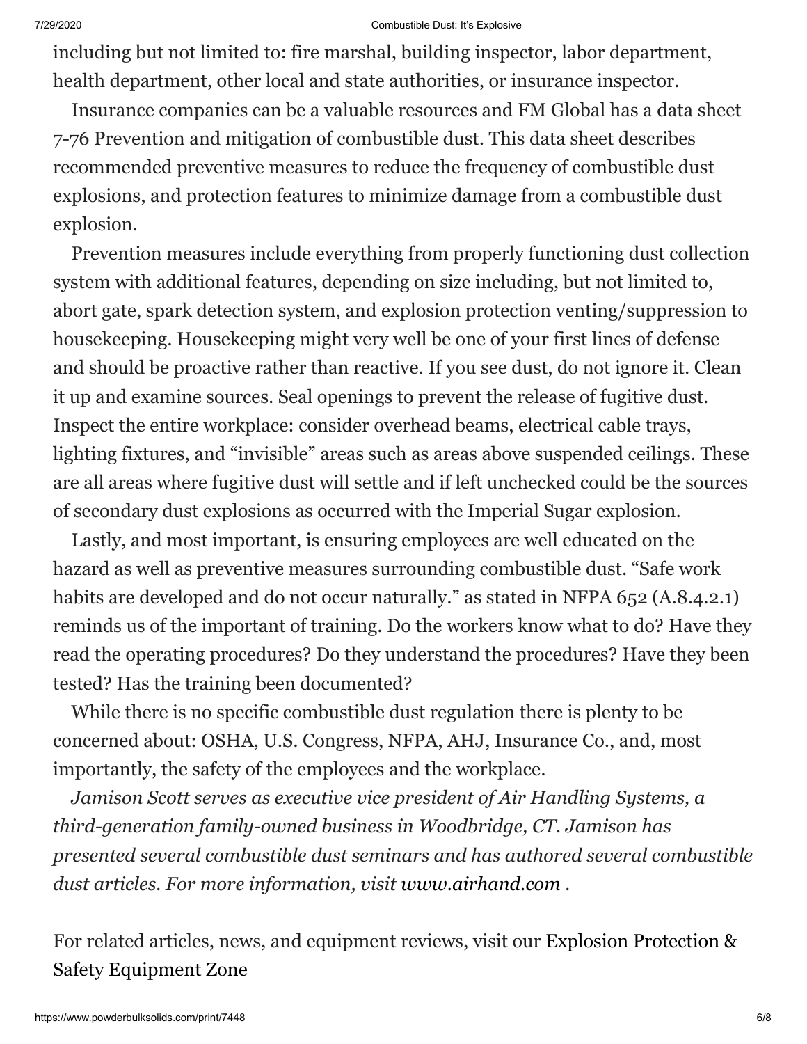including but not limited to: fire marshal, building inspector, labor department, health department, other local and state authorities, or insurance inspector.

Insurance companies can be a valuable resources and FM Global has a data sheet 7-76 Prevention and mitigation of combustible dust. This data sheet describes recommended preventive measures to reduce the frequency of combustible dust explosions, and protection features to minimize damage from a combustible dust explosion.

Prevention measures include everything from properly functioning dust collection system with additional features, depending on size including, but not limited to, abort gate, spark detection system, and explosion protection venting/suppression to housekeeping. Housekeeping might very well be one of your first lines of defense and should be proactive rather than reactive. If you see dust, do not ignore it. Clean it up and examine sources. Seal openings to prevent the release of fugitive dust. Inspect the entire workplace: consider overhead beams, electrical cable trays, lighting fixtures, and "invisible" areas such as areas above suspended ceilings. These are all areas where fugitive dust will settle and if left unchecked could be the sources of secondary dust explosions as occurred with the Imperial Sugar explosion.

Lastly, and most important, is ensuring employees are well educated on the hazard as well as preventive measures surrounding combustible dust. "Safe work habits are developed and do not occur naturally." as stated in NFPA 652 (A.8.4.2.1) reminds us of the important of training. Do the workers know what to do? Have they read the operating procedures? Do they understand the procedures? Have they been tested? Has the training been documented?

While there is no specific combustible dust regulation there is plenty to be concerned about: OSHA, U.S. Congress, NFPA, AHJ, Insurance Co., and, most importantly, the safety of the employees and the workplace.

*Jamison Scott serves as executive vice president of Air Handling Systems, a third-generation family-owned business in Woodbridge, CT. Jamison has presented several combustible dust seminars and has authored several combustible dust articles. For more information, visit www.airhand.com .*

For related articles, news, and equipment reviews, visit our Explosion Protection & Safety Equipment Zone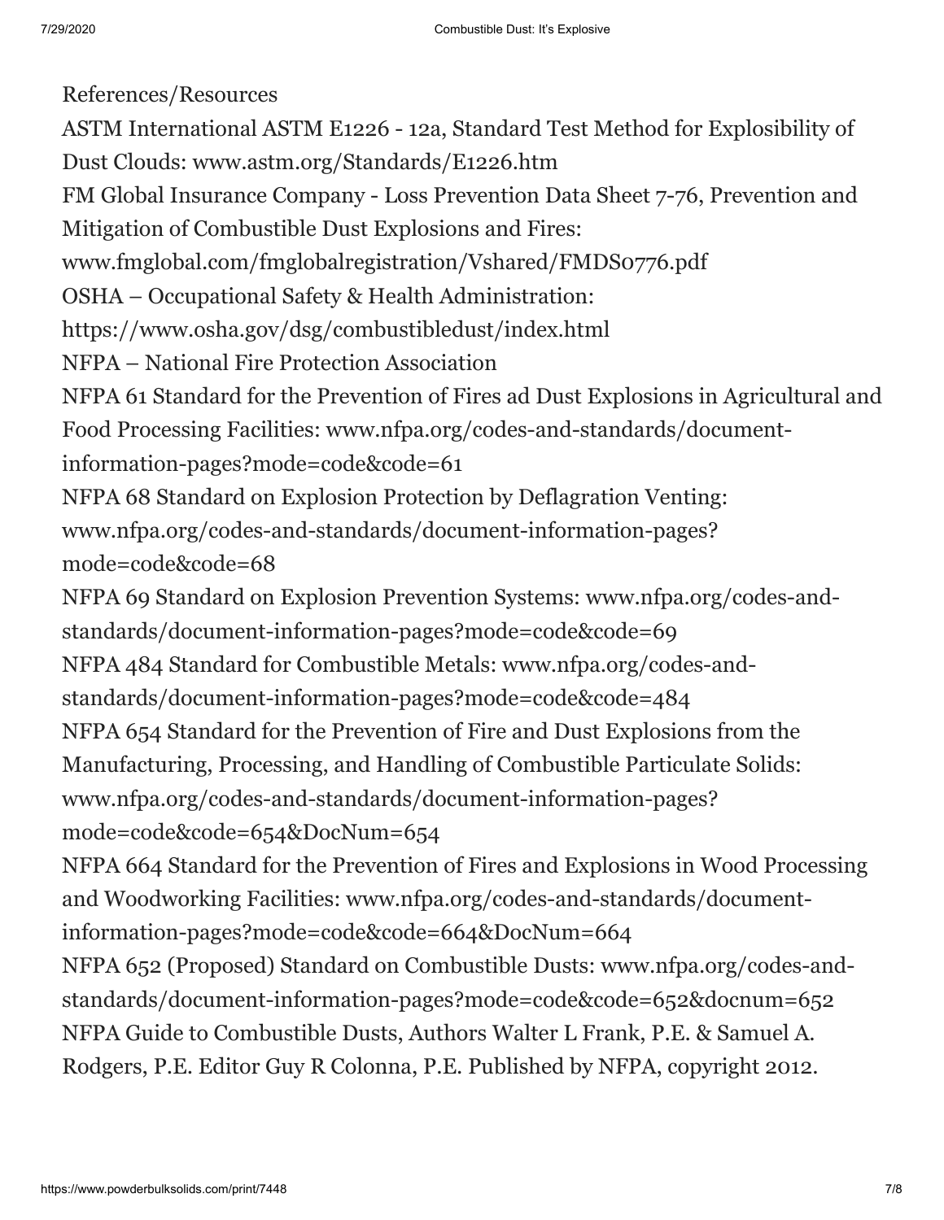References/Resources

ASTM International ASTM E1226 - 12a, Standard Test Method for Explosibility of Dust Clouds: www.astm.org/Standards/E1226.htm

FM Global Insurance Company - Loss Prevention Data Sheet 7-76, Prevention and Mitigation of Combustible Dust Explosions and Fires: www.fmglobal.com/fmglobalregistration/Vshared/FMDS0776.pdf

OSHA – Occupational Safety & Health Administration: https://www.osha.gov/dsg/combustibledust/index.html

NFPA – National Fire Protection Association

NFPA 61 Standard for the Prevention of Fires ad Dust Explosions in Agricultural and Food Processing Facilities: www.nfpa.org/codes-and-standards/document-information-pages?mode=code&code=61

NFPA 68 Standard on Explosion Protection by Deflagration Venting: www.nfpa.org/codes-and-standards/document-information-pages?mode=code&code=68

NFPA 69 Standard on Explosion Prevention Systems: www.nfpa.org/codes-and-standards/document-information-pages?mode=code&code=69

NFPA 484 Standard for Combustible Metals: www.nfpa.org/codes-and-standards/document-information-pages?mode=code&code=484

NFPA 654 Standard for the Prevention of Fire and Dust Explosions from the Manufacturing, Processing, and Handling of Combustible Particulate Solids: www.nfpa.org/codes-and-standards/document-information-pages?mode=code&code=654&DocNum=654

NFPA 664 Standard for the Prevention of Fires and Explosions in Wood Processing and Woodworking Facilities: www.nfpa.org/codes-and-standards/document-information-pages?mode=code&code=664&DocNum=664

NFPA 652 (Proposed) Standard on Combustible Dusts: www.nfpa.org/codes-and-standards/document-information-pages?mode=code&code=652&docnum=652

NFPA Guide to Combustible Dusts, Authors Walter L Frank, P.E. & Samuel A. Rodgers, P.E. Editor Guy R Colonna, P.E. Published by NFPA, copyright 2012.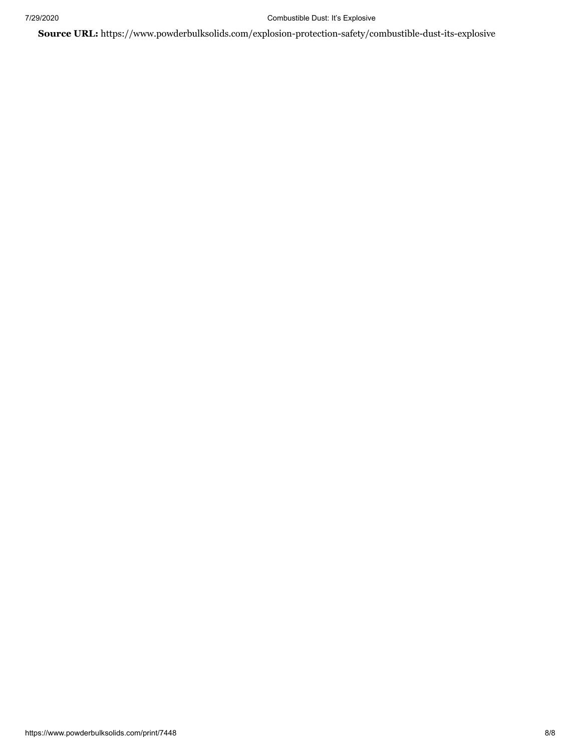**Source URL:** https://www.powderbulksolids.com/explosion-protection-safety/combustible-dust-its-explosive